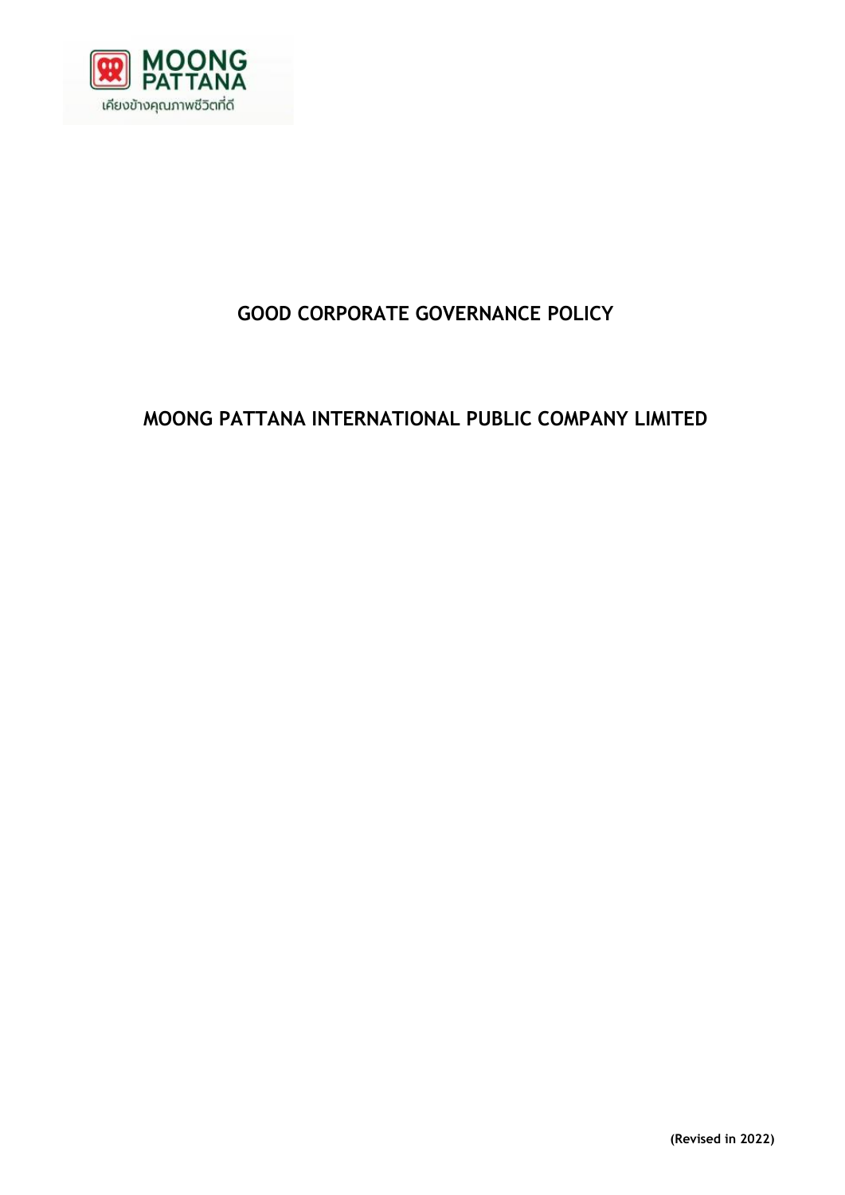# GOOD CORPORATE GOVERNANCE POLICY

# MOONG PATTANA INTERNATIONAL PUBLIC COMPANY LIMITED

**(Revised in 2022)**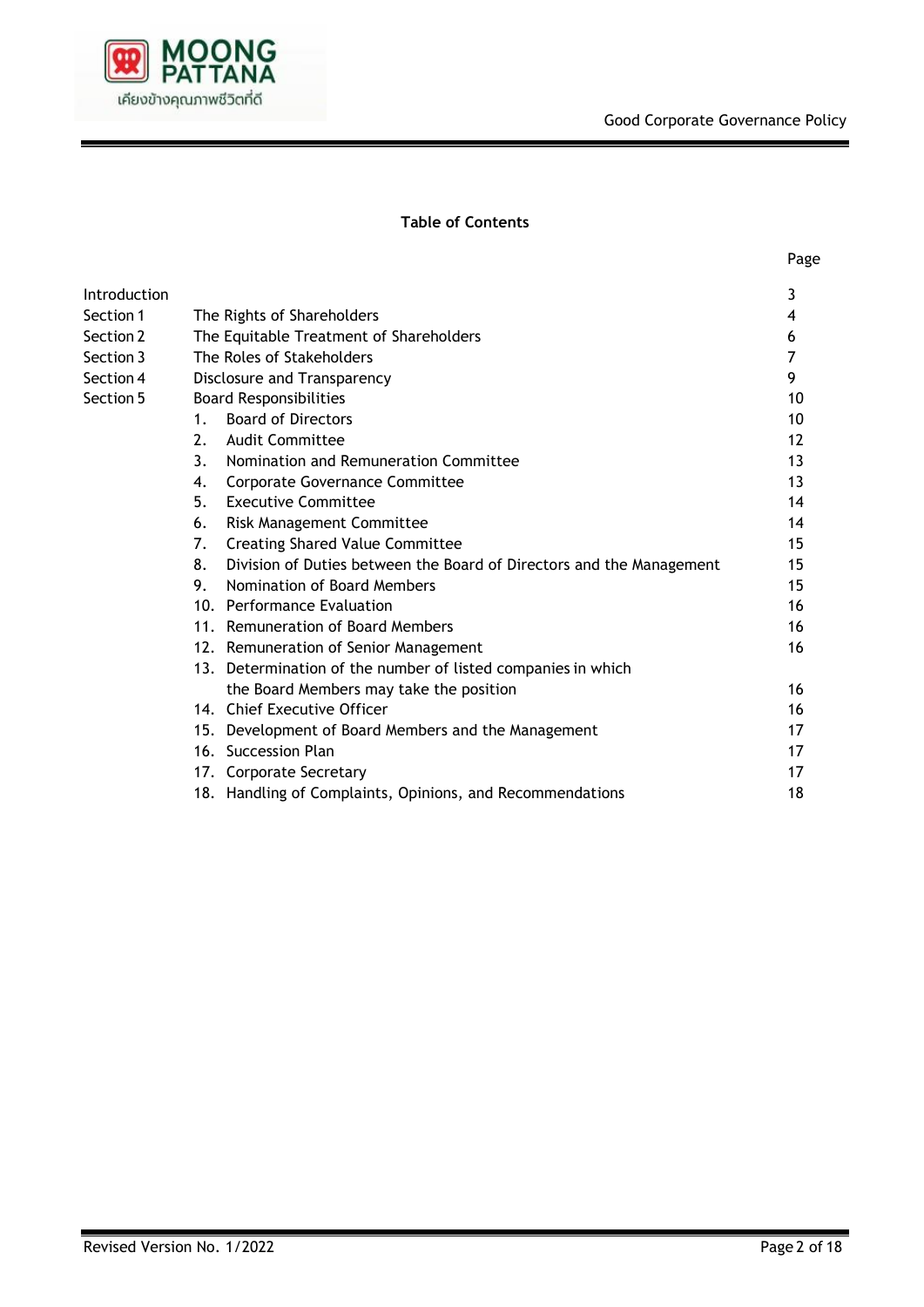## Table of Contents

| | | Page |
|---|---|---|
| Introduction | | 3 |
| Section 1 | The Rights of Shareholders | 4 |
| Section 2 | The Equitable Treatment of Shareholders | 6 |
| Section 3 | The Roles of Stakeholders | 7 |
| Section 4 | Disclosure and Transparency | 9 |
| Section 5 | Board Responsibilities | 10 |
| | 1. Board of Directors | 10 |
| | 2. Audit Committee | 12 |
| | 3. Nomination and Remuneration Committee | 13 |
| | 4. Corporate Governance Committee | 13 |
| | 5. Executive Committee | 14 |
| | 6. Risk Management Committee | 14 |
| | 7. Creating Shared Value Committee | 15 |
| | 8. Division of Duties between the Board of Directors and the Management | 15 |
| | 9. Nomination of Board Members | 15 |
| | 10. Performance Evaluation | 16 |
| | 11. Remuneration of Board Members | 16 |
| | 12. Remuneration of Senior Management | 16 |
| | 13. Determination of the number of listed companies in which the Board Members may take the position | 16 |
| | 14. Chief Executive Officer | 16 |
| | 15. Development of Board Members and the Management | 17 |
| | 16. Succession Plan | 17 |
| | 17. Corporate Secretary | 17 |
| | 18. Handling of Complaints, Opinions, and Recommendations | 18 |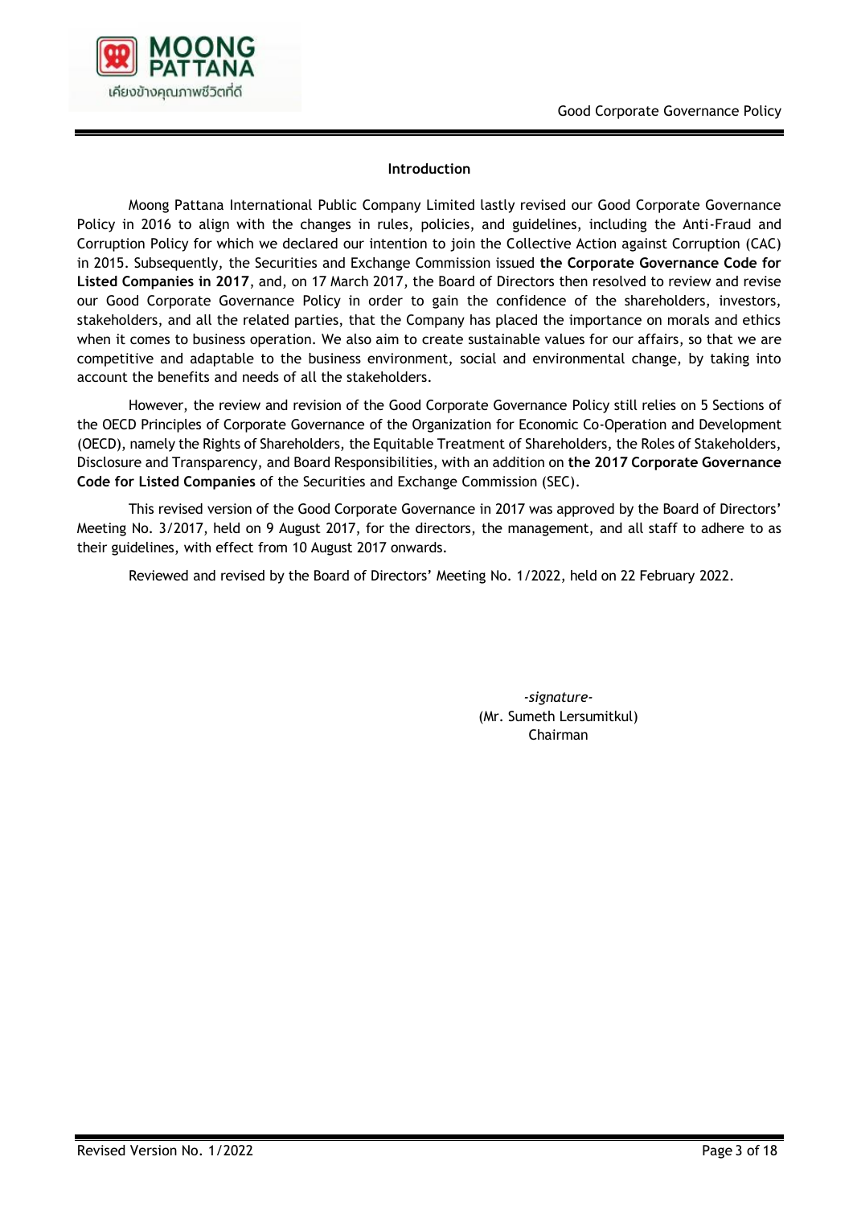## Introduction

Moong Pattana International Public Company Limited lastly revised our Good Corporate Governance Policy in 2016 to align with the changes in rules, policies, and guidelines, including the Anti-Fraud and Corruption Policy for which we declared our intention to join the Collective Action against Corruption (CAC) in 2015. Subsequently, the Securities and Exchange Commission issued **the Corporate Governance Code for Listed Companies in 2017**, and, on 17 March 2017, the Board of Directors then resolved to review and revise our Good Corporate Governance Policy in order to gain the confidence of the shareholders, investors, stakeholders, and all the related parties, that the Company has placed the importance on morals and ethics when it comes to business operation. We also aim to create sustainable values for our affairs, so that we are competitive and adaptable to the business environment, social and environmental change, by taking into account the benefits and needs of all the stakeholders.

However, the review and revision of the Good Corporate Governance Policy still relies on 5 Sections of the OECD Principles of Corporate Governance of the Organization for Economic Co-Operation and Development (OECD), namely the Rights of Shareholders, the Equitable Treatment of Shareholders, the Roles of Stakeholders, Disclosure and Transparency, and Board Responsibilities, with an addition on **the 2017 Corporate Governance Code for Listed Companies** of the Securities and Exchange Commission (SEC).

This revised version of the Good Corporate Governance in 2017 was approved by the Board of Directors' Meeting No. 3/2017, held on 9 August 2017, for the directors, the management, and all staff to adhere to as their guidelines, with effect from 10 August 2017 onwards.

Reviewed and revised by the Board of Directors' Meeting No. 1/2022, held on 22 February 2022.

*-signature-*
(Mr. Sumeth Lersumitkul)
Chairman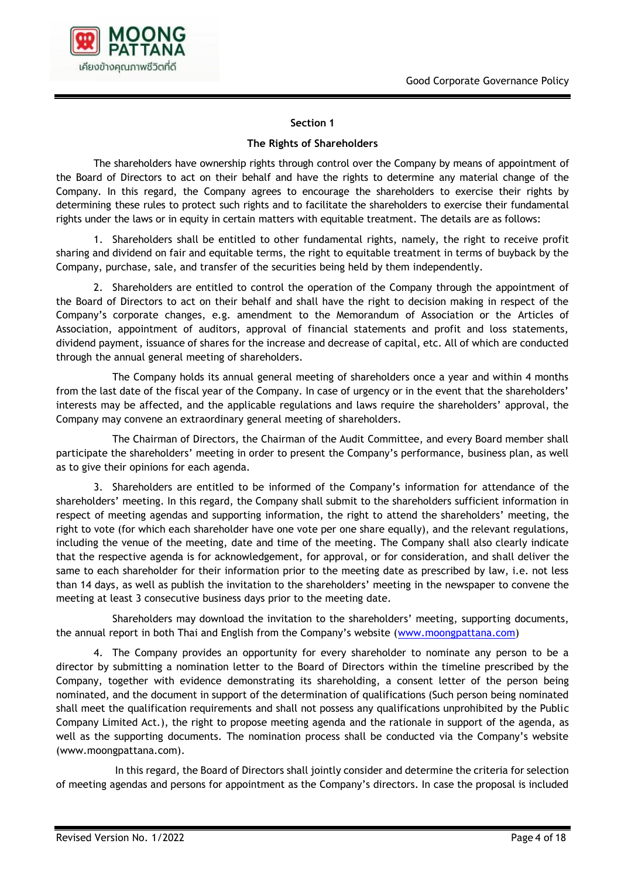## Section 1

## The Rights of Shareholders

The shareholders have ownership rights through control over the Company by means of appointment of the Board of Directors to act on their behalf and have the rights to determine any material change of the Company. In this regard, the Company agrees to encourage the shareholders to exercise their rights by determining these rules to protect such rights and to facilitate the shareholders to exercise their fundamental rights under the laws or in equity in certain matters with equitable treatment. The details are as follows:

1. Shareholders shall be entitled to other fundamental rights, namely, the right to receive profit sharing and dividend on fair and equitable terms, the right to equitable treatment in terms of buyback by the Company, purchase, sale, and transfer of the securities being held by them independently.

2. Shareholders are entitled to control the operation of the Company through the appointment of the Board of Directors to act on their behalf and shall have the right to decision making in respect of the Company's corporate changes, e.g. amendment to the Memorandum of Association or the Articles of Association, appointment of auditors, approval of financial statements and profit and loss statements, dividend payment, issuance of shares for the increase and decrease of capital, etc. All of which are conducted through the annual general meeting of shareholders.

   The Company holds its annual general meeting of shareholders once a year and within 4 months from the last date of the fiscal year of the Company. In case of urgency or in the event that the shareholders' interests may be affected, and the applicable regulations and laws require the shareholders' approval, the Company may convene an extraordinary general meeting of shareholders.

   The Chairman of Directors, the Chairman of the Audit Committee, and every Board member shall participate the shareholders' meeting in order to present the Company's performance, business plan, as well as to give their opinions for each agenda.

3. Shareholders are entitled to be informed of the Company's information for attendance of the shareholders' meeting. In this regard, the Company shall submit to the shareholders sufficient information in respect of meeting agendas and supporting information, the right to attend the shareholders' meeting, the right to vote (for which each shareholder have one vote per one share equally), and the relevant regulations, including the venue of the meeting, date and time of the meeting. The Company shall also clearly indicate that the respective agenda is for acknowledgement, for approval, or for consideration, and shall deliver the same to each shareholder for their information prior to the meeting date as prescribed by law, i.e. not less than 14 days, as well as publish the invitation to the shareholders' meeting in the newspaper to convene the meeting at least 3 consecutive business days prior to the meeting date.

   Shareholders may download the invitation to the shareholders' meeting, supporting documents, the annual report in both Thai and English from the Company's website (www.moongpattana.com)

4. The Company provides an opportunity for every shareholder to nominate any person to be a director by submitting a nomination letter to the Board of Directors within the timeline prescribed by the Company, together with evidence demonstrating its shareholding, a consent letter of the person being nominated, and the document in support of the determination of qualifications (Such person being nominated shall meet the qualification requirements and shall not possess any qualifications unprohibited by the Public Company Limited Act.), the right to propose meeting agenda and the rationale in support of the agenda, as well as the supporting documents. The nomination process shall be conducted via the Company's website (www.moongpattana.com).

   In this regard, the Board of Directors shall jointly consider and determine the criteria for selection of meeting agendas and persons for appointment as the Company's directors. In case the proposal is included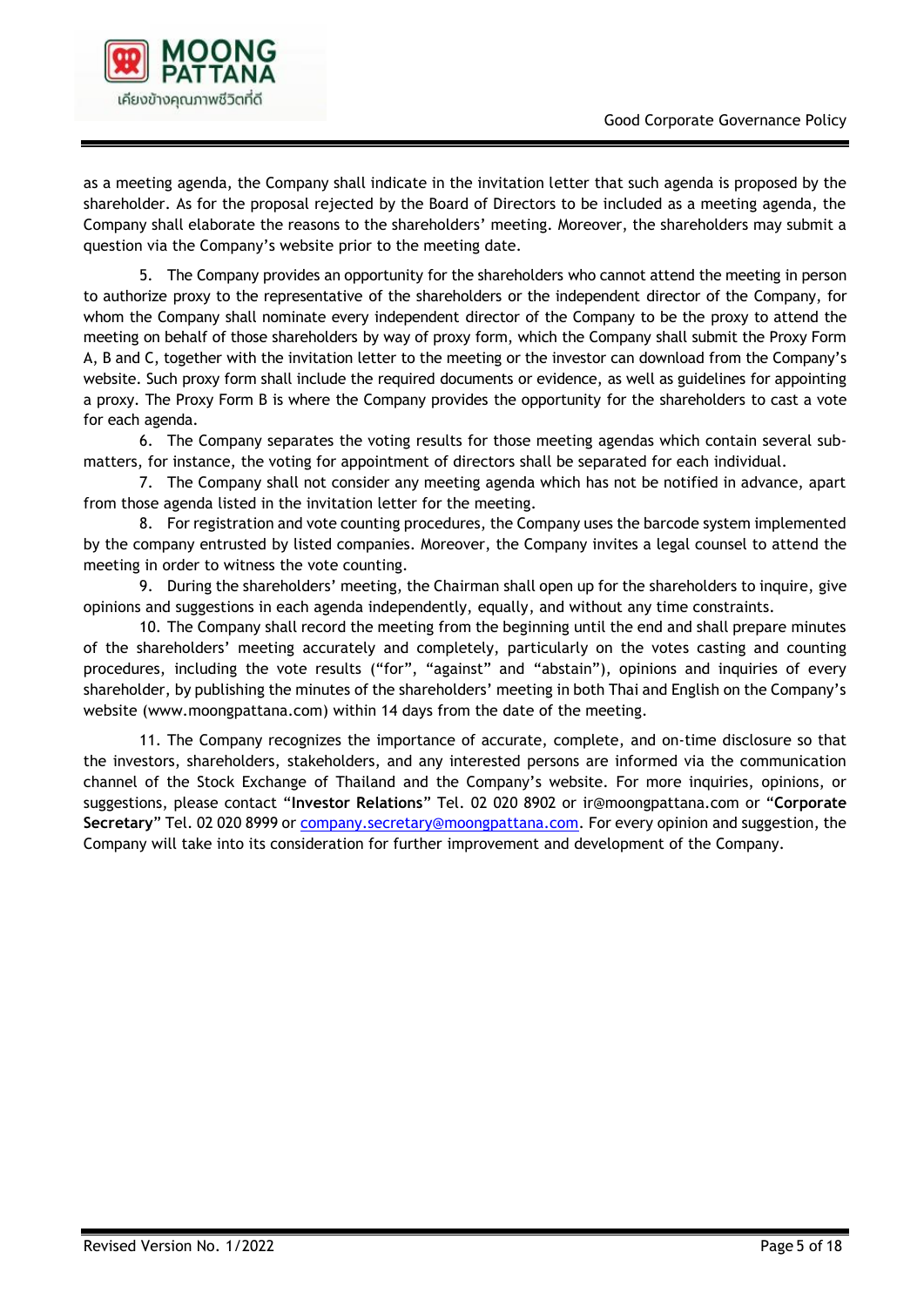as a meeting agenda, the Company shall indicate in the invitation letter that such agenda is proposed by the shareholder. As for the proposal rejected by the Board of Directors to be included as a meeting agenda, the Company shall elaborate the reasons to the shareholders' meeting. Moreover, the shareholders may submit a question via the Company's website prior to the meeting date.

5. The Company provides an opportunity for the shareholders who cannot attend the meeting in person to authorize proxy to the representative of the shareholders or the independent director of the Company, for whom the Company shall nominate every independent director of the Company to be the proxy to attend the meeting on behalf of those shareholders by way of proxy form, which the Company shall submit the Proxy Form A, B and C, together with the invitation letter to the meeting or the investor can download from the Company's website. Such proxy form shall include the required documents or evidence, as well as guidelines for appointing a proxy. The Proxy Form B is where the Company provides the opportunity for the shareholders to cast a vote for each agenda.

6. The Company separates the voting results for those meeting agendas which contain several sub-matters, for instance, the voting for appointment of directors shall be separated for each individual.

7. The Company shall not consider any meeting agenda which has not be notified in advance, apart from those agenda listed in the invitation letter for the meeting.

8. For registration and vote counting procedures, the Company uses the barcode system implemented by the company entrusted by listed companies. Moreover, the Company invites a legal counsel to attend the meeting in order to witness the vote counting.

9. During the shareholders' meeting, the Chairman shall open up for the shareholders to inquire, give opinions and suggestions in each agenda independently, equally, and without any time constraints.

10. The Company shall record the meeting from the beginning until the end and shall prepare minutes of the shareholders' meeting accurately and completely, particularly on the votes casting and counting procedures, including the vote results ("for", "against" and "abstain"), opinions and inquiries of every shareholder, by publishing the minutes of the shareholders' meeting in both Thai and English on the Company's website (www.moongpattana.com) within 14 days from the date of the meeting.

11. The Company recognizes the importance of accurate, complete, and on-time disclosure so that the investors, shareholders, stakeholders, and any interested persons are informed via the communication channel of the Stock Exchange of Thailand and the Company's website. For more inquiries, opinions, or suggestions, please contact "**Investor Relations**" Tel. 02 020 8902 or ir@moongpattana.com or "**Corporate Secretary**" Tel. 02 020 8999 or company.secretary@moongpattana.com. For every opinion and suggestion, the Company will take into its consideration for further improvement and development of the Company.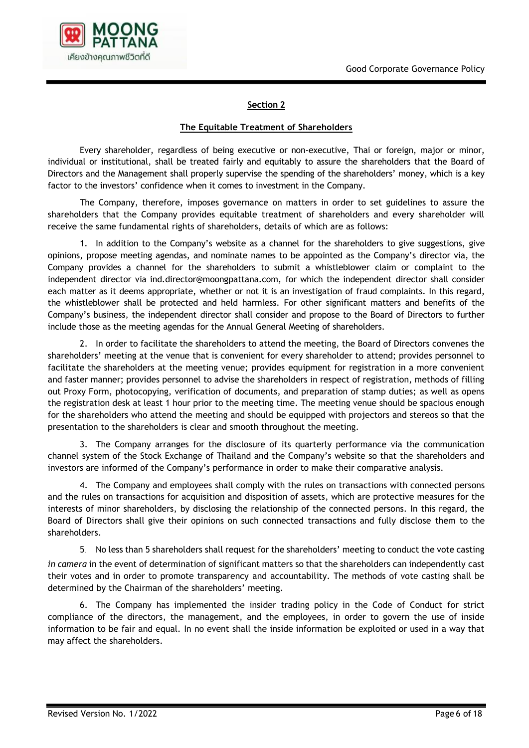## Section 2

### The Equitable Treatment of Shareholders

Every shareholder, regardless of being executive or non-executive, Thai or foreign, major or minor, individual or institutional, shall be treated fairly and equitably to assure the shareholders that the Board of Directors and the Management shall properly supervise the spending of the shareholders' money, which is a key factor to the investors' confidence when it comes to investment in the Company.

The Company, therefore, imposes governance on matters in order to set guidelines to assure the shareholders that the Company provides equitable treatment of shareholders and every shareholder will receive the same fundamental rights of shareholders, details of which are as follows:

1. In addition to the Company's website as a channel for the shareholders to give suggestions, give opinions, propose meeting agendas, and nominate names to be appointed as the Company's director via, the Company provides a channel for the shareholders to submit a whistleblower claim or complaint to the independent director via ind.director@moongpattana.com, for which the independent director shall consider each matter as it deems appropriate, whether or not it is an investigation of fraud complaints. In this regard, the whistleblower shall be protected and held harmless. For other significant matters and benefits of the Company's business, the independent director shall consider and propose to the Board of Directors to further include those as the meeting agendas for the Annual General Meeting of shareholders.

2. In order to facilitate the shareholders to attend the meeting, the Board of Directors convenes the shareholders' meeting at the venue that is convenient for every shareholder to attend; provides personnel to facilitate the shareholders at the meeting venue; provides equipment for registration in a more convenient and faster manner; provides personnel to advise the shareholders in respect of registration, methods of filling out Proxy Form, photocopying, verification of documents, and preparation of stamp duties; as well as opens the registration desk at least 1 hour prior to the meeting time. The meeting venue should be spacious enough for the shareholders who attend the meeting and should be equipped with projectors and stereos so that the presentation to the shareholders is clear and smooth throughout the meeting.

3. The Company arranges for the disclosure of its quarterly performance via the communication channel system of the Stock Exchange of Thailand and the Company's website so that the shareholders and investors are informed of the Company's performance in order to make their comparative analysis.

4. The Company and employees shall comply with the rules on transactions with connected persons and the rules on transactions for acquisition and disposition of assets, which are protective measures for the interests of minor shareholders, by disclosing the relationship of the connected persons. In this regard, the Board of Directors shall give their opinions on such connected transactions and fully disclose them to the shareholders.

5. No less than 5 shareholders shall request for the shareholders' meeting to conduct the vote casting *in camera* in the event of determination of significant matters so that the shareholders can independently cast their votes and in order to promote transparency and accountability. The methods of vote casting shall be determined by the Chairman of the shareholders' meeting.

6. The Company has implemented the insider trading policy in the Code of Conduct for strict compliance of the directors, the management, and the employees, in order to govern the use of inside information to be fair and equal. In no event shall the inside information be exploited or used in a way that may affect the shareholders.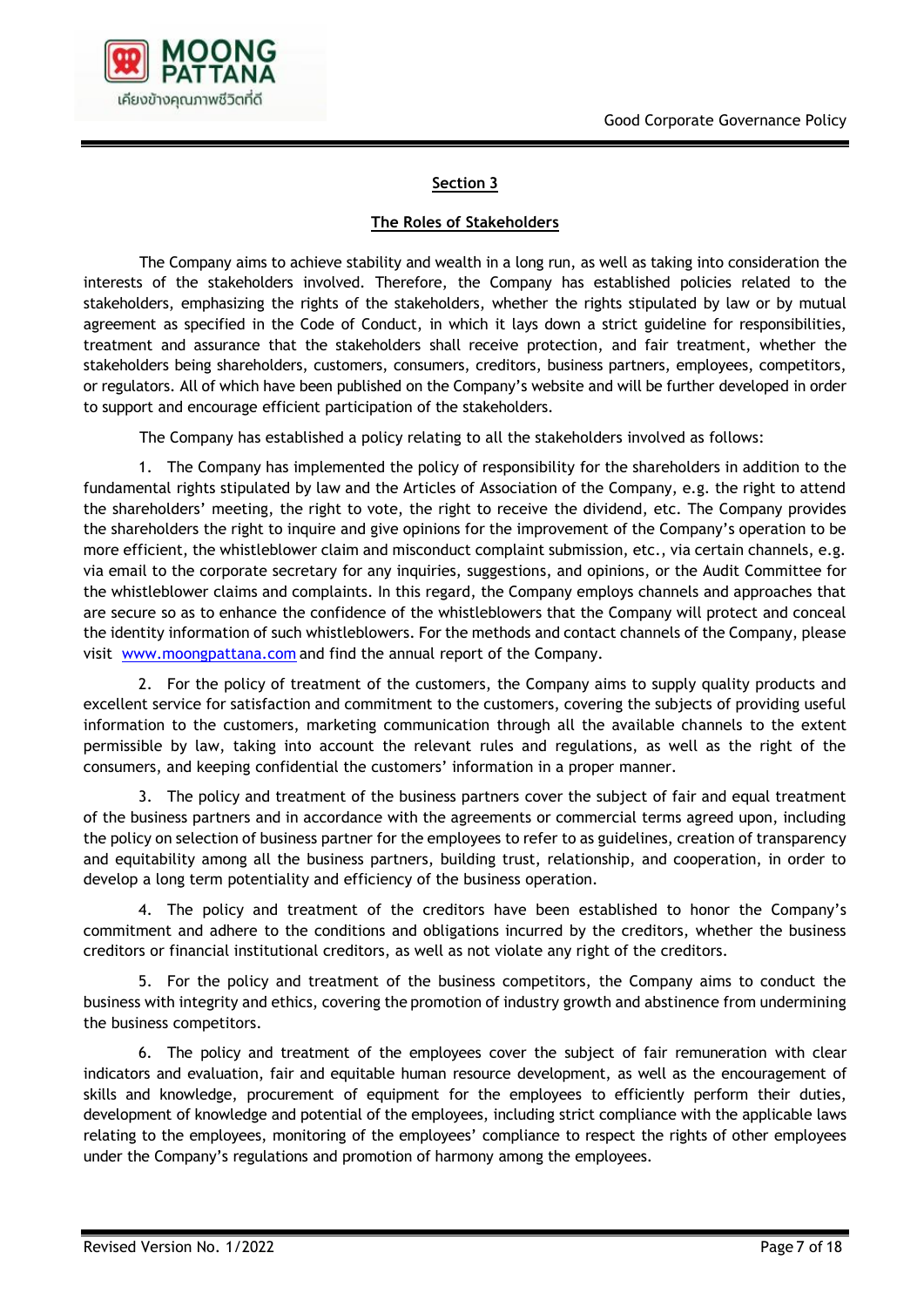## Section 3

## The Roles of Stakeholders

The Company aims to achieve stability and wealth in a long run, as well as taking into consideration the interests of the stakeholders involved. Therefore, the Company has established policies related to the stakeholders, emphasizing the rights of the stakeholders, whether the rights stipulated by law or by mutual agreement as specified in the Code of Conduct, in which it lays down a strict guideline for responsibilities, treatment and assurance that the stakeholders shall receive protection, and fair treatment, whether the stakeholders being shareholders, customers, consumers, creditors, business partners, employees, competitors, or regulators. All of which have been published on the Company's website and will be further developed in order to support and encourage efficient participation of the stakeholders.

The Company has established a policy relating to all the stakeholders involved as follows:

1. The Company has implemented the policy of responsibility for the shareholders in addition to the fundamental rights stipulated by law and the Articles of Association of the Company, e.g. the right to attend the shareholders' meeting, the right to vote, the right to receive the dividend, etc. The Company provides the shareholders the right to inquire and give opinions for the improvement of the Company's operation to be more efficient, the whistleblower claim and misconduct complaint submission, etc., via certain channels, e.g. via email to the corporate secretary for any inquiries, suggestions, and opinions, or the Audit Committee for the whistleblower claims and complaints. In this regard, the Company employs channels and approaches that are secure so as to enhance the confidence of the whistleblowers that the Company will protect and conceal the identity information of such whistleblowers. For the methods and contact channels of the Company, please visit www.moongpattana.com and find the annual report of the Company.

2. For the policy of treatment of the customers, the Company aims to supply quality products and excellent service for satisfaction and commitment to the customers, covering the subjects of providing useful information to the customers, marketing communication through all the available channels to the extent permissible by law, taking into account the relevant rules and regulations, as well as the right of the consumers, and keeping confidential the customers' information in a proper manner.

3. The policy and treatment of the business partners cover the subject of fair and equal treatment of the business partners and in accordance with the agreements or commercial terms agreed upon, including the policy on selection of business partner for the employees to refer to as guidelines, creation of transparency and equitability among all the business partners, building trust, relationship, and cooperation, in order to develop a long term potentiality and efficiency of the business operation.

4. The policy and treatment of the creditors have been established to honor the Company's commitment and adhere to the conditions and obligations incurred by the creditors, whether the business creditors or financial institutional creditors, as well as not violate any right of the creditors.

5. For the policy and treatment of the business competitors, the Company aims to conduct the business with integrity and ethics, covering the promotion of industry growth and abstinence from undermining the business competitors.

6. The policy and treatment of the employees cover the subject of fair remuneration with clear indicators and evaluation, fair and equitable human resource development, as well as the encouragement of skills and knowledge, procurement of equipment for the employees to efficiently perform their duties, development of knowledge and potential of the employees, including strict compliance with the applicable laws relating to the employees, monitoring of the employees' compliance to respect the rights of other employees under the Company's regulations and promotion of harmony among the employees.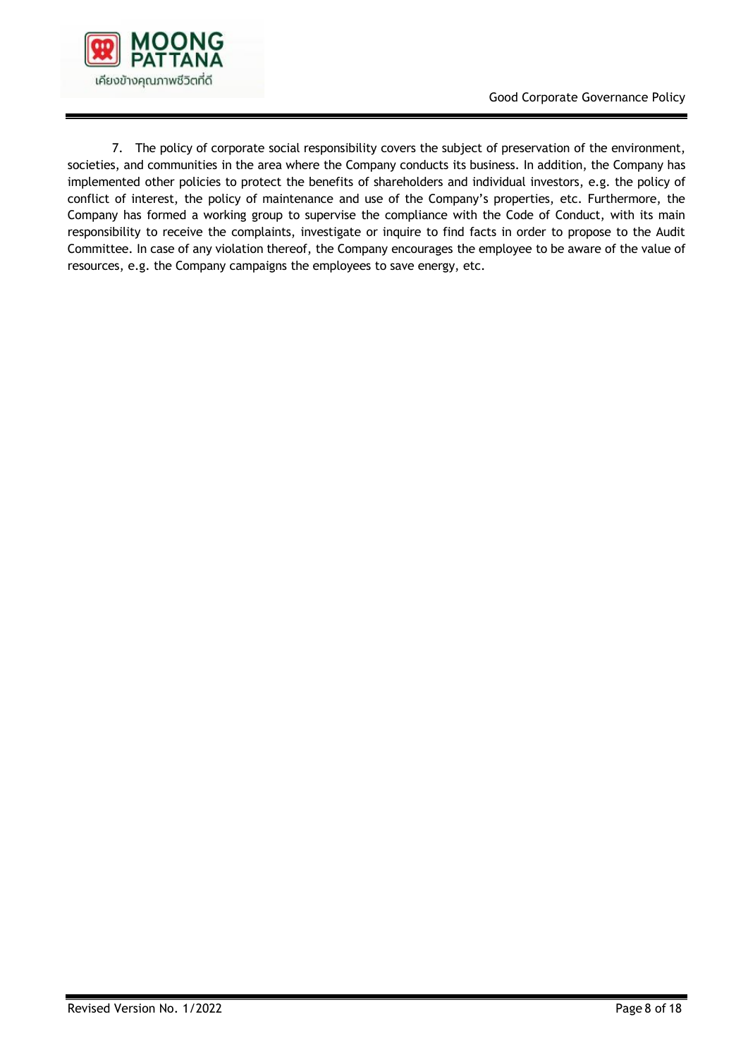7. The policy of corporate social responsibility covers the subject of preservation of the environment, societies, and communities in the area where the Company conducts its business. In addition, the Company has implemented other policies to protect the benefits of shareholders and individual investors, e.g. the policy of conflict of interest, the policy of maintenance and use of the Company's properties, etc. Furthermore, the Company has formed a working group to supervise the compliance with the Code of Conduct, with its main responsibility to receive the complaints, investigate or inquire to find facts in order to propose to the Audit Committee. In case of any violation thereof, the Company encourages the employee to be aware of the value of resources, e.g. the Company campaigns the employees to save energy, etc.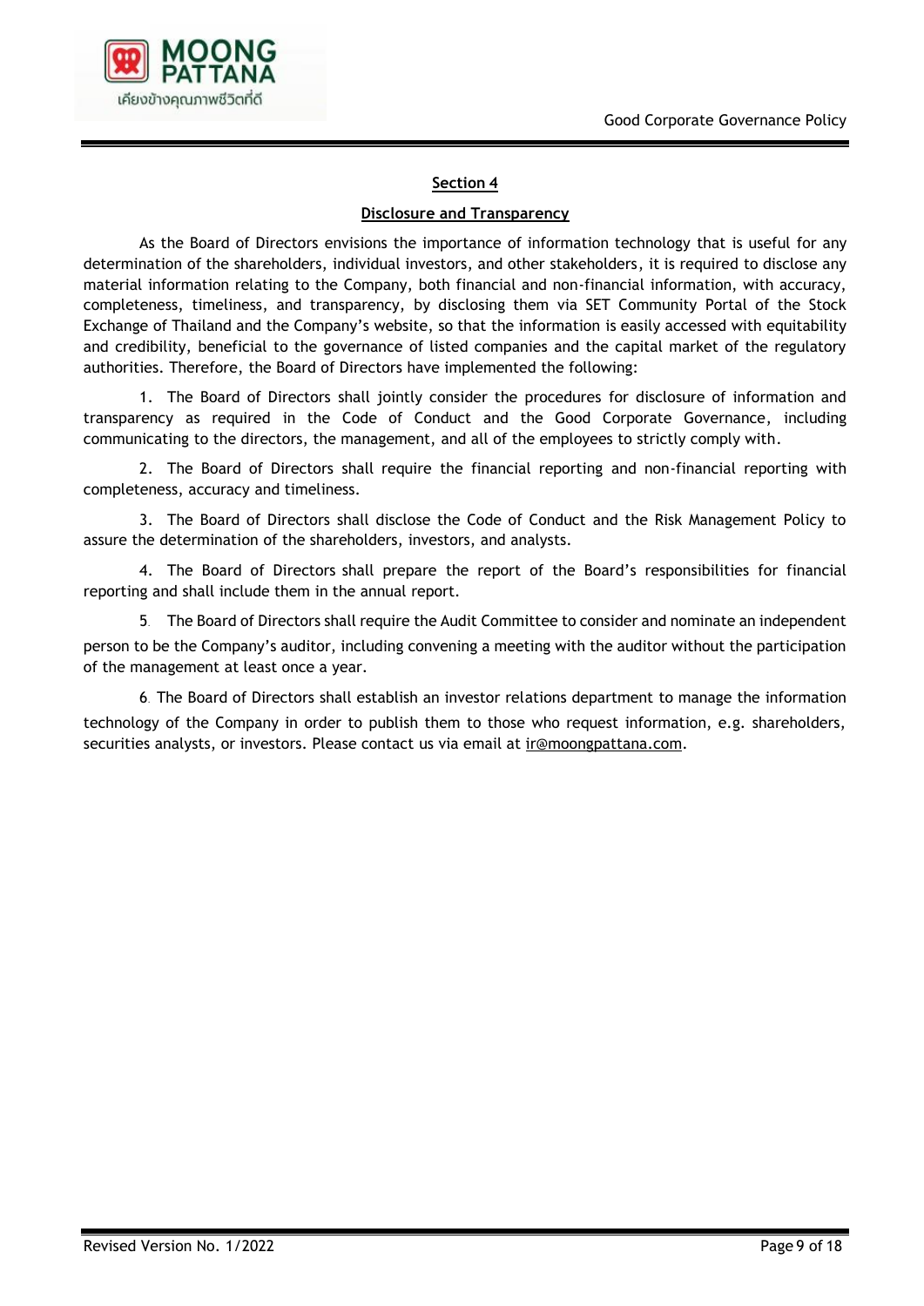## Section 4

### Disclosure and Transparency

As the Board of Directors envisions the importance of information technology that is useful for any determination of the shareholders, individual investors, and other stakeholders, it is required to disclose any material information relating to the Company, both financial and non-financial information, with accuracy, completeness, timeliness, and transparency, by disclosing them via SET Community Portal of the Stock Exchange of Thailand and the Company's website, so that the information is easily accessed with equitability and credibility, beneficial to the governance of listed companies and the capital market of the regulatory authorities. Therefore, the Board of Directors have implemented the following:

1. The Board of Directors shall jointly consider the procedures for disclosure of information and transparency as required in the Code of Conduct and the Good Corporate Governance, including communicating to the directors, the management, and all of the employees to strictly comply with.

2. The Board of Directors shall require the financial reporting and non-financial reporting with completeness, accuracy and timeliness.

3. The Board of Directors shall disclose the Code of Conduct and the Risk Management Policy to assure the determination of the shareholders, investors, and analysts.

4. The Board of Directors shall prepare the report of the Board's responsibilities for financial reporting and shall include them in the annual report.

5. The Board of Directors shall require the Audit Committee to consider and nominate an independent person to be the Company's auditor, including convening a meeting with the auditor without the participation of the management at least once a year.

6. The Board of Directors shall establish an investor relations department to manage the information technology of the Company in order to publish them to those who request information, e.g. shareholders, securities analysts, or investors. Please contact us via email at ir@moongpattana.com.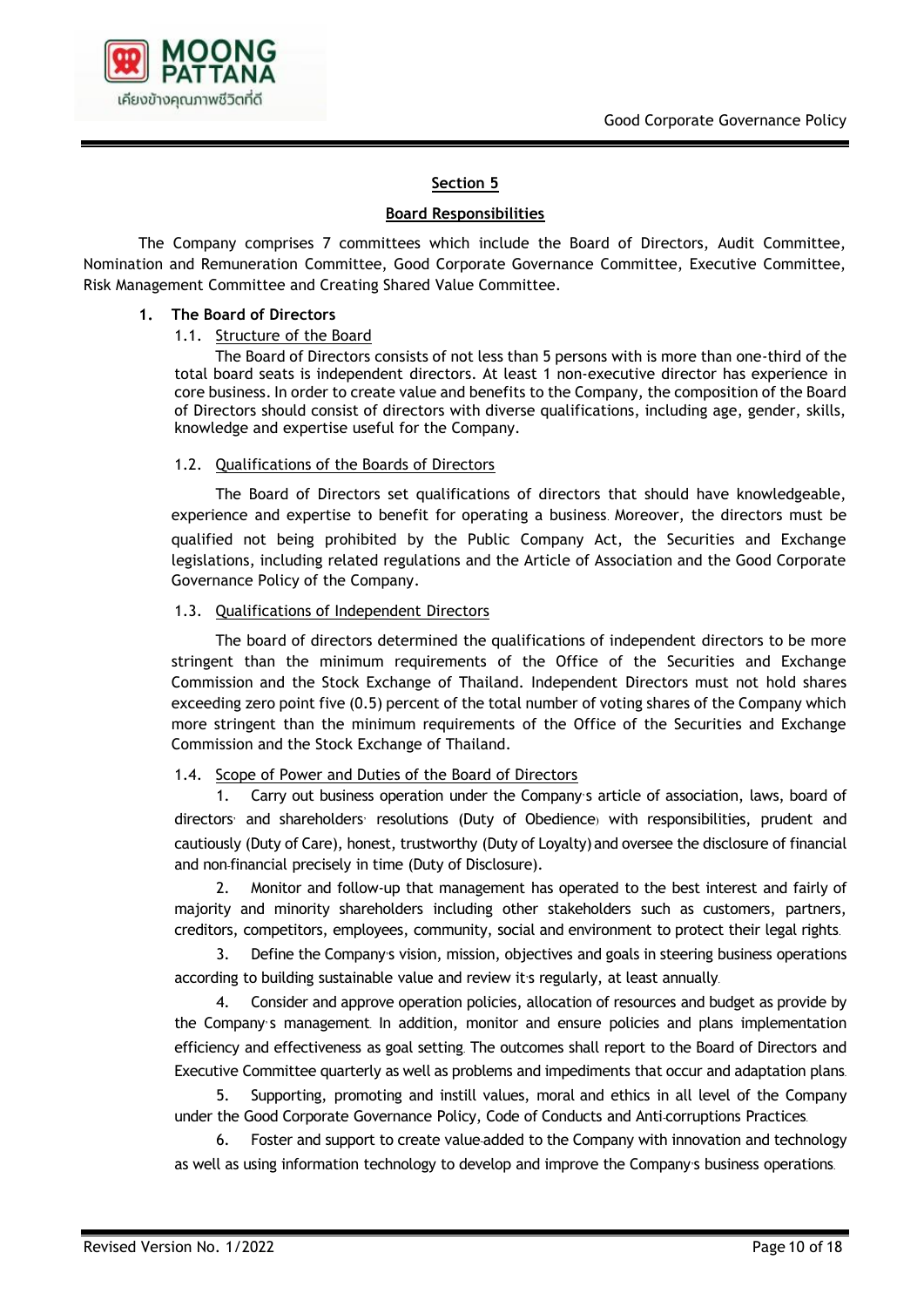## Section 5

### Board Responsibilities

The Company comprises 7 committees which include the Board of Directors, Audit Committee, Nomination and Remuneration Committee, Good Corporate Governance Committee, Executive Committee, Risk Management Committee and Creating Shared Value Committee.

**1. The Board of Directors**

1.1. Structure of the Board

The Board of Directors consists of not less than 5 persons with is more than one-third of the total board seats is independent directors. At least 1 non-executive director has experience in core business. In order to create value and benefits to the Company, the composition of the Board of Directors should consist of directors with diverse qualifications, including age, gender, skills, knowledge and expertise useful for the Company.

1.2. Qualifications of the Boards of Directors

The Board of Directors set qualifications of directors that should have knowledgeable, experience and expertise to benefit for operating a business. Moreover, the directors must be qualified not being prohibited by the Public Company Act, the Securities and Exchange legislations, including related regulations and the Article of Association and the Good Corporate Governance Policy of the Company.

1.3. Qualifications of Independent Directors

The board of directors determined the qualifications of independent directors to be more stringent than the minimum requirements of the Office of the Securities and Exchange Commission and the Stock Exchange of Thailand. Independent Directors must not hold shares exceeding zero point five (0.5) percent of the total number of voting shares of the Company which more stringent than the minimum requirements of the Office of the Securities and Exchange Commission and the Stock Exchange of Thailand.

1.4. Scope of Power and Duties of the Board of Directors

1. Carry out business operation under the Company's article of association, laws, board of directors' and shareholders' resolutions (Duty of Obedience) with responsibilities, prudent and cautiously (Duty of Care), honest, trustworthy (Duty of Loyalty) and oversee the disclosure of financial and non-financial precisely in time (Duty of Disclosure).

2. Monitor and follow-up that management has operated to the best interest and fairly of majority and minority shareholders including other stakeholders such as customers, partners, creditors, competitors, employees, community, social and environment to protect their legal rights.

3. Define the Company's vision, mission, objectives and goals in steering business operations according to building sustainable value and review it's regularly, at least annually.

4. Consider and approve operation policies, allocation of resources and budget as provide by the Company's management. In addition, monitor and ensure policies and plans implementation efficiency and effectiveness as goal setting. The outcomes shall report to the Board of Directors and Executive Committee quarterly as well as problems and impediments that occur and adaptation plans.

5. Supporting, promoting and instill values, moral and ethics in all level of the Company under the Good Corporate Governance Policy, Code of Conducts and Anti-corruptions Practices.

6. Foster and support to create value-added to the Company with innovation and technology as well as using information technology to develop and improve the Company's business operations.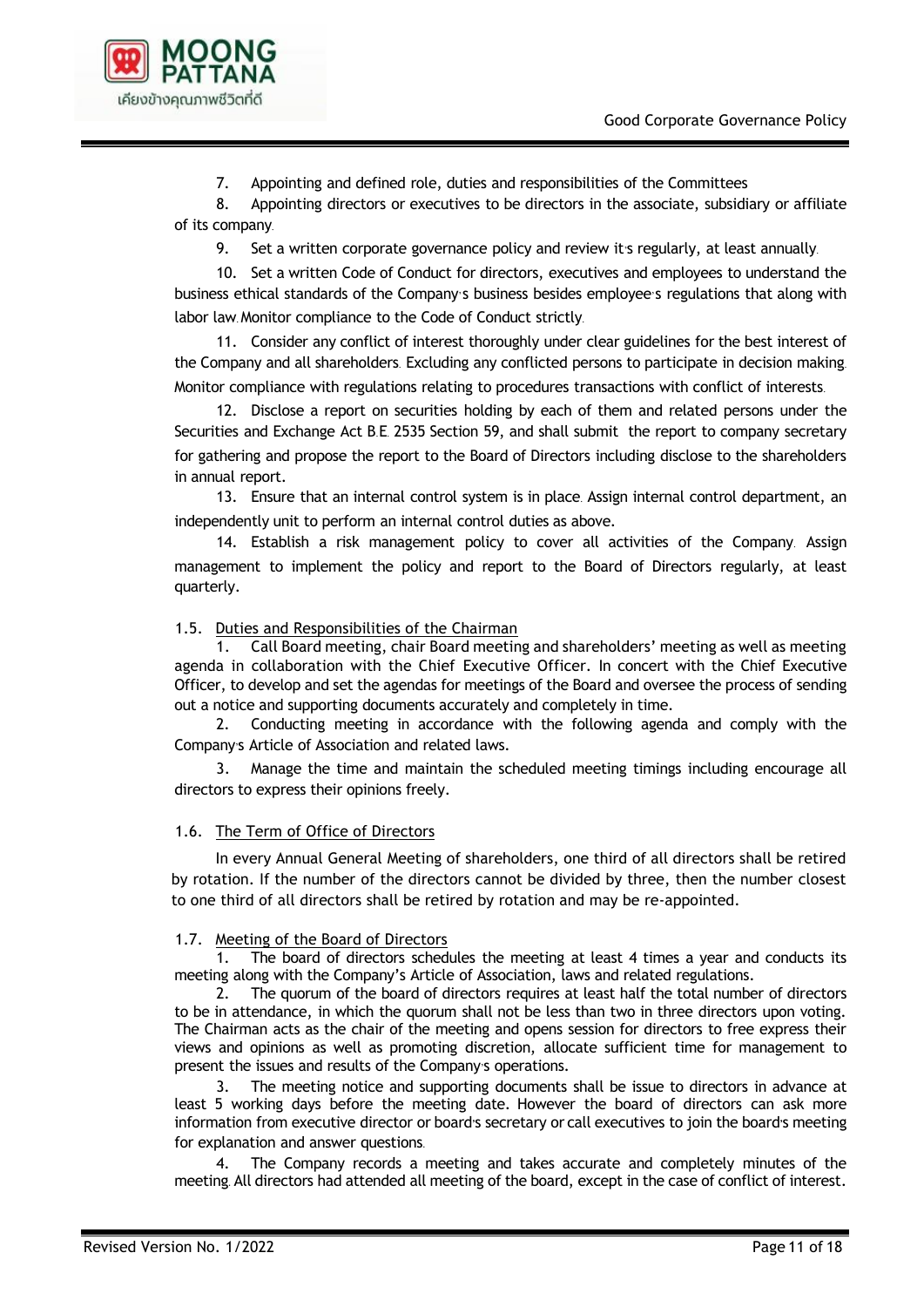7. Appointing and defined role, duties and responsibilities of the Committees

8. Appointing directors or executives to be directors in the associate, subsidiary or affiliate of its company.

9. Set a written corporate governance policy and review it's regularly, at least annually.

10. Set a written Code of Conduct for directors, executives and employees to understand the business ethical standards of the Company's business besides employee's regulations that along with labor law. Monitor compliance to the Code of Conduct strictly.

11. Consider any conflict of interest thoroughly under clear guidelines for the best interest of the Company and all shareholders. Excluding any conflicted persons to participate in decision making. Monitor compliance with regulations relating to procedures transactions with conflict of interests.

12. Disclose a report on securities holding by each of them and related persons under the Securities and Exchange Act B.E. 2535 Section 59, and shall submit the report to company secretary for gathering and propose the report to the Board of Directors including disclose to the shareholders in annual report.

13. Ensure that an internal control system is in place. Assign internal control department, an independently unit to perform an internal control duties as above.

14. Establish a risk management policy to cover all activities of the Company. Assign management to implement the policy and report to the Board of Directors regularly, at least quarterly.

### 1.5. Duties and Responsibilities of the Chairman

1. Call Board meeting, chair Board meeting and shareholders' meeting as well as meeting agenda in collaboration with the Chief Executive Officer. In concert with the Chief Executive Officer, to develop and set the agendas for meetings of the Board and oversee the process of sending out a notice and supporting documents accurately and completely in time.

2. Conducting meeting in accordance with the following agenda and comply with the Company's Article of Association and related laws.

3. Manage the time and maintain the scheduled meeting timings including encourage all directors to express their opinions freely.

### 1.6. The Term of Office of Directors

In every Annual General Meeting of shareholders, one third of all directors shall be retired by rotation. If the number of the directors cannot be divided by three, then the number closest to one third of all directors shall be retired by rotation and may be re-appointed.

### 1.7. Meeting of the Board of Directors

1. The board of directors schedules the meeting at least 4 times a year and conducts its meeting along with the Company's Article of Association, laws and related regulations.

2. The quorum of the board of directors requires at least half the total number of directors to be in attendance, in which the quorum shall not be less than two in three directors upon voting. The Chairman acts as the chair of the meeting and opens session for directors to free express their views and opinions as well as promoting discretion, allocate sufficient time for management to present the issues and results of the Company's operations.

3. The meeting notice and supporting documents shall be issue to directors in advance at least 5 working days before the meeting date. However the board of directors can ask more information from executive director or board's secretary or call executives to join the board's meeting for explanation and answer questions.

4. The Company records a meeting and takes accurate and completely minutes of the meeting. All directors had attended all meeting of the board, except in the case of conflict of interest.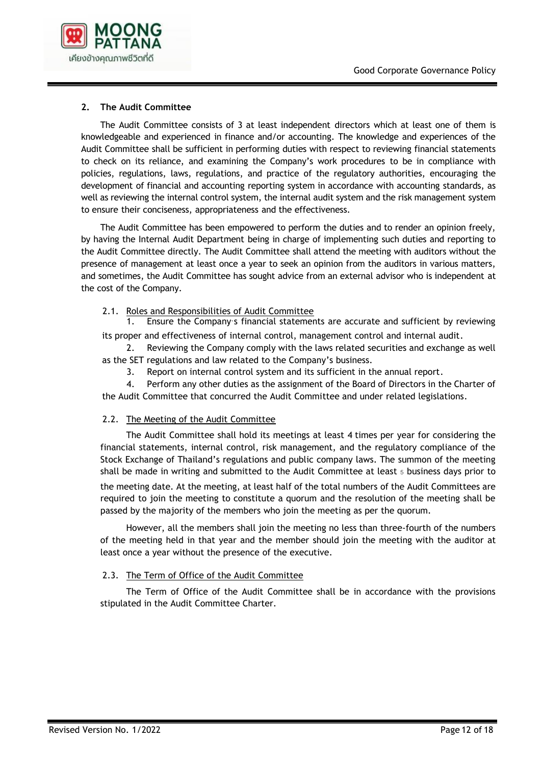## 2. The Audit Committee

The Audit Committee consists of 3 at least independent directors which at least one of them is knowledgeable and experienced in finance and/or accounting. The knowledge and experiences of the Audit Committee shall be sufficient in performing duties with respect to reviewing financial statements to check on its reliance, and examining the Company's work procedures to be in compliance with policies, regulations, laws, regulations, and practice of the regulatory authorities, encouraging the development of financial and accounting reporting system in accordance with accounting standards, as well as reviewing the internal control system, the internal audit system and the risk management system to ensure their conciseness, appropriateness and the effectiveness.

The Audit Committee has been empowered to perform the duties and to render an opinion freely, by having the Internal Audit Department being in charge of implementing such duties and reporting to the Audit Committee directly. The Audit Committee shall attend the meeting with auditors without the presence of management at least once a year to seek an opinion from the auditors in various matters, and sometimes, the Audit Committee has sought advice from an external advisor who is independent at the cost of the Company.

### 2.1. Roles and Responsibilities of Audit Committee

1. Ensure the Company's financial statements are accurate and sufficient by reviewing its proper and effectiveness of internal control, management control and internal audit.
2. Reviewing the Company comply with the laws related securities and exchange as well as the SET regulations and law related to the Company's business.
3. Report on internal control system and its sufficient in the annual report.
4. Perform any other duties as the assignment of the Board of Directors in the Charter of the Audit Committee that concurred the Audit Committee and under related legislations.

### 2.2. The Meeting of the Audit Committee

The Audit Committee shall hold its meetings at least 4 times per year for considering the financial statements, internal control, risk management, and the regulatory compliance of the Stock Exchange of Thailand's regulations and public company laws. The summon of the meeting shall be made in writing and submitted to the Audit Committee at least 5 business days prior to the meeting date. At the meeting, at least half of the total numbers of the Audit Committees are required to join the meeting to constitute a quorum and the resolution of the meeting shall be passed by the majority of the members who join the meeting as per the quorum.

However, all the members shall join the meeting no less than three-fourth of the numbers of the meeting held in that year and the member should join the meeting with the auditor at least once a year without the presence of the executive.

### 2.3. The Term of Office of the Audit Committee

The Term of Office of the Audit Committee shall be in accordance with the provisions stipulated in the Audit Committee Charter.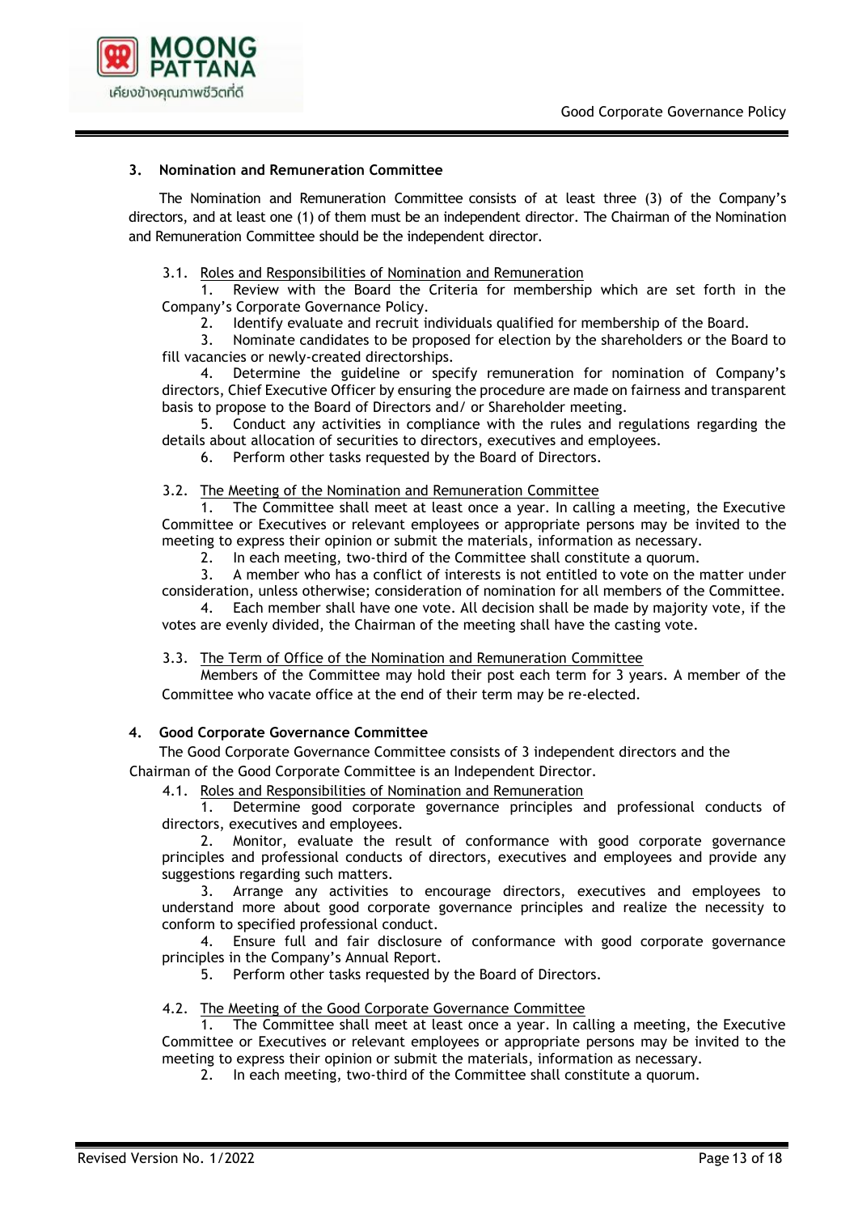### 3. Nomination and Remuneration Committee

The Nomination and Remuneration Committee consists of at least three (3) of the Company's directors, and at least one (1) of them must be an independent director. The Chairman of the Nomination and Remuneration Committee should be the independent director.

3.1. Roles and Responsibilities of Nomination and Remuneration

1. Review with the Board the Criteria for membership which are set forth in the Company's Corporate Governance Policy.
2. Identify evaluate and recruit individuals qualified for membership of the Board.
3. Nominate candidates to be proposed for election by the shareholders or the Board to fill vacancies or newly-created directorships.
4. Determine the guideline or specify remuneration for nomination of Company's directors, Chief Executive Officer by ensuring the procedure are made on fairness and transparent basis to propose to the Board of Directors and/ or Shareholder meeting.
5. Conduct any activities in compliance with the rules and regulations regarding the details about allocation of securities to directors, executives and employees.
6. Perform other tasks requested by the Board of Directors.

3.2. The Meeting of the Nomination and Remuneration Committee

1. The Committee shall meet at least once a year. In calling a meeting, the Executive Committee or Executives or relevant employees or appropriate persons may be invited to the meeting to express their opinion or submit the materials, information as necessary.
2. In each meeting, two-third of the Committee shall constitute a quorum.
3. A member who has a conflict of interests is not entitled to vote on the matter under consideration, unless otherwise; consideration of nomination for all members of the Committee.
4. Each member shall have one vote. All decision shall be made by majority vote, if the votes are evenly divided, the Chairman of the meeting shall have the casting vote.

3.3. The Term of Office of the Nomination and Remuneration Committee

Members of the Committee may hold their post each term for 3 years. A member of the Committee who vacate office at the end of their term may be re-elected.

### 4. Good Corporate Governance Committee

The Good Corporate Governance Committee consists of 3 independent directors and the Chairman of the Good Corporate Committee is an Independent Director.

4.1. Roles and Responsibilities of Nomination and Remuneration

1. Determine good corporate governance principles and professional conducts of directors, executives and employees.
2. Monitor, evaluate the result of conformance with good corporate governance principles and professional conducts of directors, executives and employees and provide any suggestions regarding such matters.
3. Arrange any activities to encourage directors, executives and employees to understand more about good corporate governance principles and realize the necessity to conform to specified professional conduct.
4. Ensure full and fair disclosure of conformance with good corporate governance principles in the Company's Annual Report.
5. Perform other tasks requested by the Board of Directors.

4.2. The Meeting of the Good Corporate Governance Committee

1. The Committee shall meet at least once a year. In calling a meeting, the Executive Committee or Executives or relevant employees or appropriate persons may be invited to the meeting to express their opinion or submit the materials, information as necessary.
2. In each meeting, two-third of the Committee shall constitute a quorum.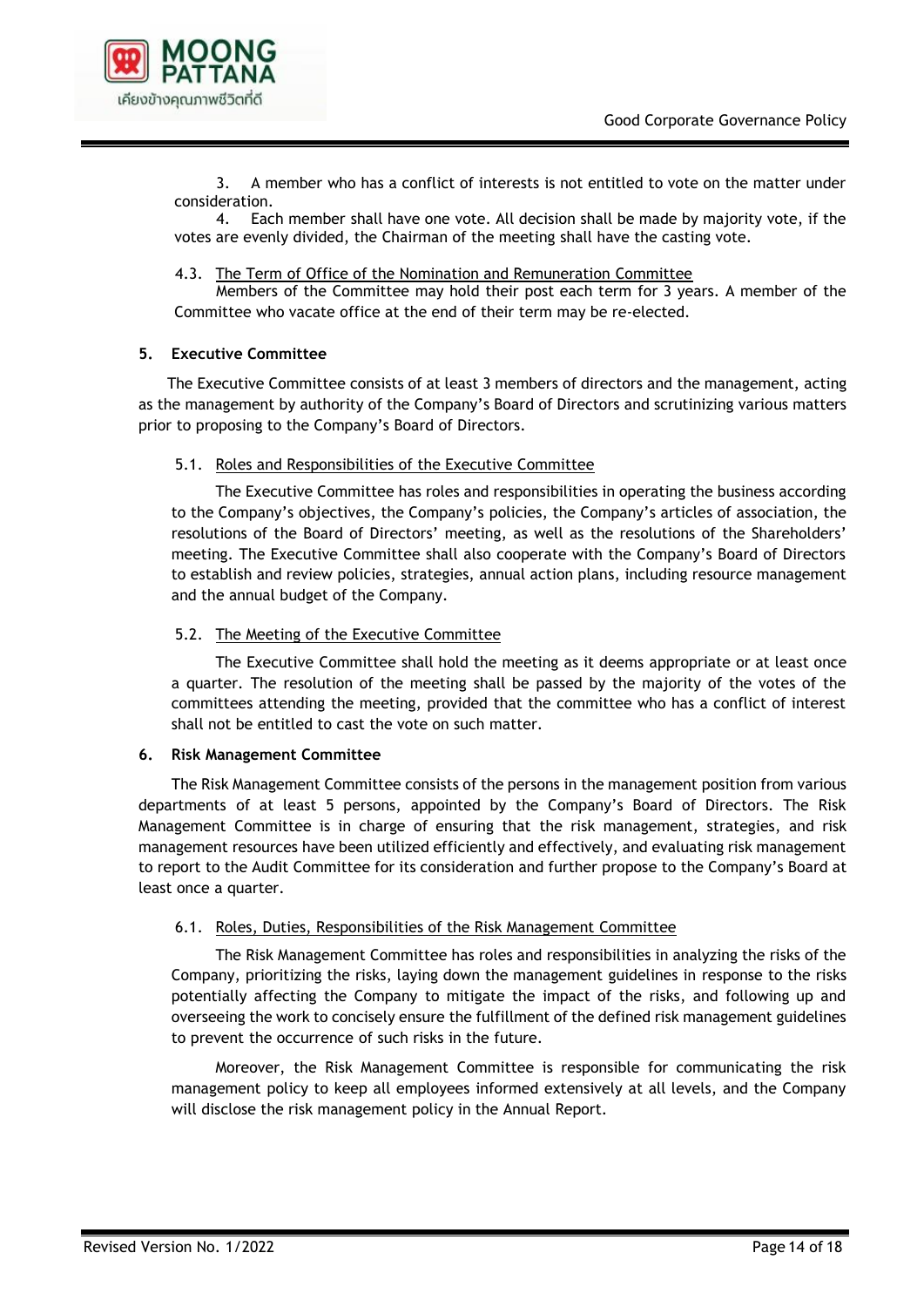3. A member who has a conflict of interests is not entitled to vote on the matter under consideration.

4. Each member shall have one vote. All decision shall be made by majority vote, if the votes are evenly divided, the Chairman of the meeting shall have the casting vote.

4.3. <u>The Term of Office of the Nomination and Remuneration Committee</u>

Members of the Committee may hold their post each term for 3 years. A member of the Committee who vacate office at the end of their term may be re-elected.

## 5. Executive Committee

The Executive Committee consists of at least 3 members of directors and the management, acting as the management by authority of the Company's Board of Directors and scrutinizing various matters prior to proposing to the Company's Board of Directors.

5.1. <u>Roles and Responsibilities of the Executive Committee</u>

The Executive Committee has roles and responsibilities in operating the business according to the Company's objectives, the Company's policies, the Company's articles of association, the resolutions of the Board of Directors' meeting, as well as the resolutions of the Shareholders' meeting. The Executive Committee shall also cooperate with the Company's Board of Directors to establish and review policies, strategies, annual action plans, including resource management and the annual budget of the Company.

5.2. <u>The Meeting of the Executive Committee</u>

The Executive Committee shall hold the meeting as it deems appropriate or at least once a quarter. The resolution of the meeting shall be passed by the majority of the votes of the committees attending the meeting, provided that the committee who has a conflict of interest shall not be entitled to cast the vote on such matter.

## 6. Risk Management Committee

The Risk Management Committee consists of the persons in the management position from various departments of at least 5 persons, appointed by the Company's Board of Directors. The Risk Management Committee is in charge of ensuring that the risk management, strategies, and risk management resources have been utilized efficiently and effectively, and evaluating risk management to report to the Audit Committee for its consideration and further propose to the Company's Board at least once a quarter.

6.1. <u>Roles, Duties, Responsibilities of the Risk Management Committee</u>

The Risk Management Committee has roles and responsibilities in analyzing the risks of the Company, prioritizing the risks, laying down the management guidelines in response to the risks potentially affecting the Company to mitigate the impact of the risks, and following up and overseeing the work to concisely ensure the fulfillment of the defined risk management guidelines to prevent the occurrence of such risks in the future.

Moreover, the Risk Management Committee is responsible for communicating the risk management policy to keep all employees informed extensively at all levels, and the Company will disclose the risk management policy in the Annual Report.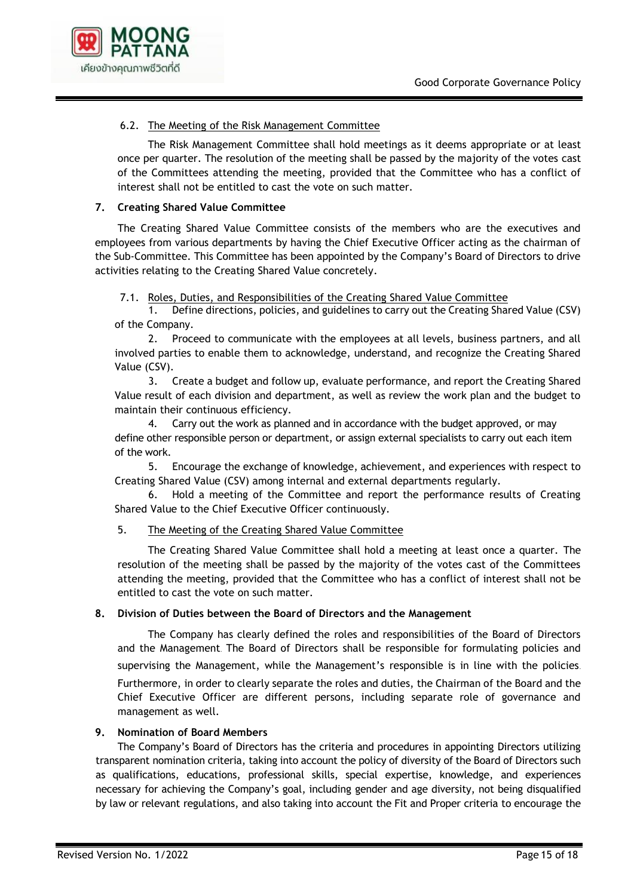6.2. The Meeting of the Risk Management Committee

The Risk Management Committee shall hold meetings as it deems appropriate or at least once per quarter. The resolution of the meeting shall be passed by the majority of the votes cast of the Committees attending the meeting, provided that the Committee who has a conflict of interest shall not be entitled to cast the vote on such matter.

**7. Creating Shared Value Committee**

The Creating Shared Value Committee consists of the members who are the executives and employees from various departments by having the Chief Executive Officer acting as the chairman of the Sub-Committee. This Committee has been appointed by the Company's Board of Directors to drive activities relating to the Creating Shared Value concretely.

7.1. Roles, Duties, and Responsibilities of the Creating Shared Value Committee

1. Define directions, policies, and guidelines to carry out the Creating Shared Value (CSV) of the Company.
2. Proceed to communicate with the employees at all levels, business partners, and all involved parties to enable them to acknowledge, understand, and recognize the Creating Shared Value (CSV).
3. Create a budget and follow up, evaluate performance, and report the Creating Shared Value result of each division and department, as well as review the work plan and the budget to maintain their continuous efficiency.
4. Carry out the work as planned and in accordance with the budget approved, or may define other responsible person or department, or assign external specialists to carry out each item of the work.
5. Encourage the exchange of knowledge, achievement, and experiences with respect to Creating Shared Value (CSV) among internal and external departments regularly.
6. Hold a meeting of the Committee and report the performance results of Creating Shared Value to the Chief Executive Officer continuously.

5. The Meeting of the Creating Shared Value Committee

The Creating Shared Value Committee shall hold a meeting at least once a quarter. The resolution of the meeting shall be passed by the majority of the votes cast of the Committees attending the meeting, provided that the Committee who has a conflict of interest shall not be entitled to cast the vote on such matter.

**8. Division of Duties between the Board of Directors and the Management**

The Company has clearly defined the roles and responsibilities of the Board of Directors and the Management. The Board of Directors shall be responsible for formulating policies and supervising the Management, while the Management's responsible is in line with the policies. Furthermore, in order to clearly separate the roles and duties, the Chairman of the Board and the Chief Executive Officer are different persons, including separate role of governance and management as well.

**9. Nomination of Board Members**

The Company's Board of Directors has the criteria and procedures in appointing Directors utilizing transparent nomination criteria, taking into account the policy of diversity of the Board of Directors such as qualifications, educations, professional skills, special expertise, knowledge, and experiences necessary for achieving the Company's goal, including gender and age diversity, not being disqualified by law or relevant regulations, and also taking into account the Fit and Proper criteria to encourage the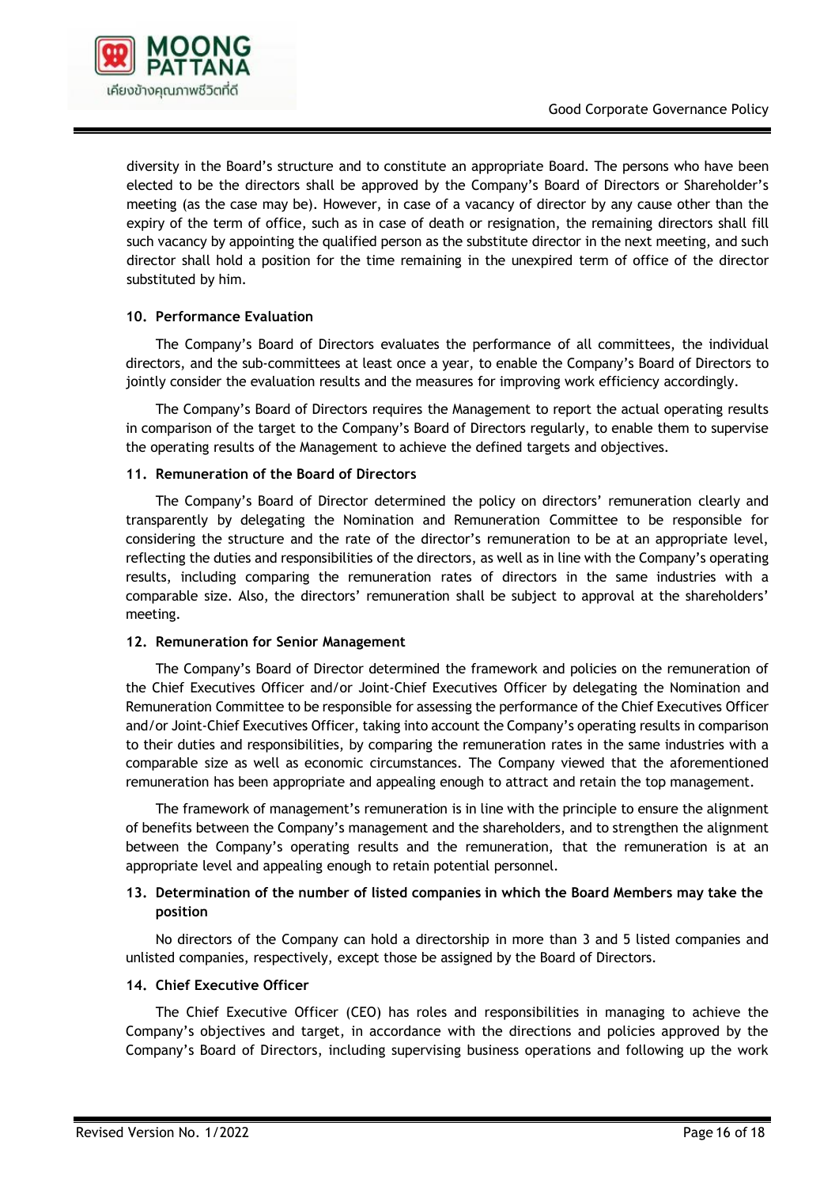diversity in the Board's structure and to constitute an appropriate Board. The persons who have been elected to be the directors shall be approved by the Company's Board of Directors or Shareholder's meeting (as the case may be). However, in case of a vacancy of director by any cause other than the expiry of the term of office, such as in case of death or resignation, the remaining directors shall fill such vacancy by appointing the qualified person as the substitute director in the next meeting, and such director shall hold a position for the time remaining in the unexpired term of office of the director substituted by him.

**10. Performance Evaluation**

The Company's Board of Directors evaluates the performance of all committees, the individual directors, and the sub-committees at least once a year, to enable the Company's Board of Directors to jointly consider the evaluation results and the measures for improving work efficiency accordingly.

The Company's Board of Directors requires the Management to report the actual operating results in comparison of the target to the Company's Board of Directors regularly, to enable them to supervise the operating results of the Management to achieve the defined targets and objectives.

**11. Remuneration of the Board of Directors**

The Company's Board of Director determined the policy on directors' remuneration clearly and transparently by delegating the Nomination and Remuneration Committee to be responsible for considering the structure and the rate of the director's remuneration to be at an appropriate level, reflecting the duties and responsibilities of the directors, as well as in line with the Company's operating results, including comparing the remuneration rates of directors in the same industries with a comparable size. Also, the directors' remuneration shall be subject to approval at the shareholders' meeting.

**12. Remuneration for Senior Management**

The Company's Board of Director determined the framework and policies on the remuneration of the Chief Executives Officer and/or Joint-Chief Executives Officer by delegating the Nomination and Remuneration Committee to be responsible for assessing the performance of the Chief Executives Officer and/or Joint-Chief Executives Officer, taking into account the Company's operating results in comparison to their duties and responsibilities, by comparing the remuneration rates in the same industries with a comparable size as well as economic circumstances. The Company viewed that the aforementioned remuneration has been appropriate and appealing enough to attract and retain the top management.

The framework of management's remuneration is in line with the principle to ensure the alignment of benefits between the Company's management and the shareholders, and to strengthen the alignment between the Company's operating results and the remuneration, that the remuneration is at an appropriate level and appealing enough to retain potential personnel.

**13. Determination of the number of listed companies in which the Board Members may take the position**

No directors of the Company can hold a directorship in more than 3 and 5 listed companies and unlisted companies, respectively, except those be assigned by the Board of Directors.

**14. Chief Executive Officer**

The Chief Executive Officer (CEO) has roles and responsibilities in managing to achieve the Company's objectives and target, in accordance with the directions and policies approved by the Company's Board of Directors, including supervising business operations and following up the work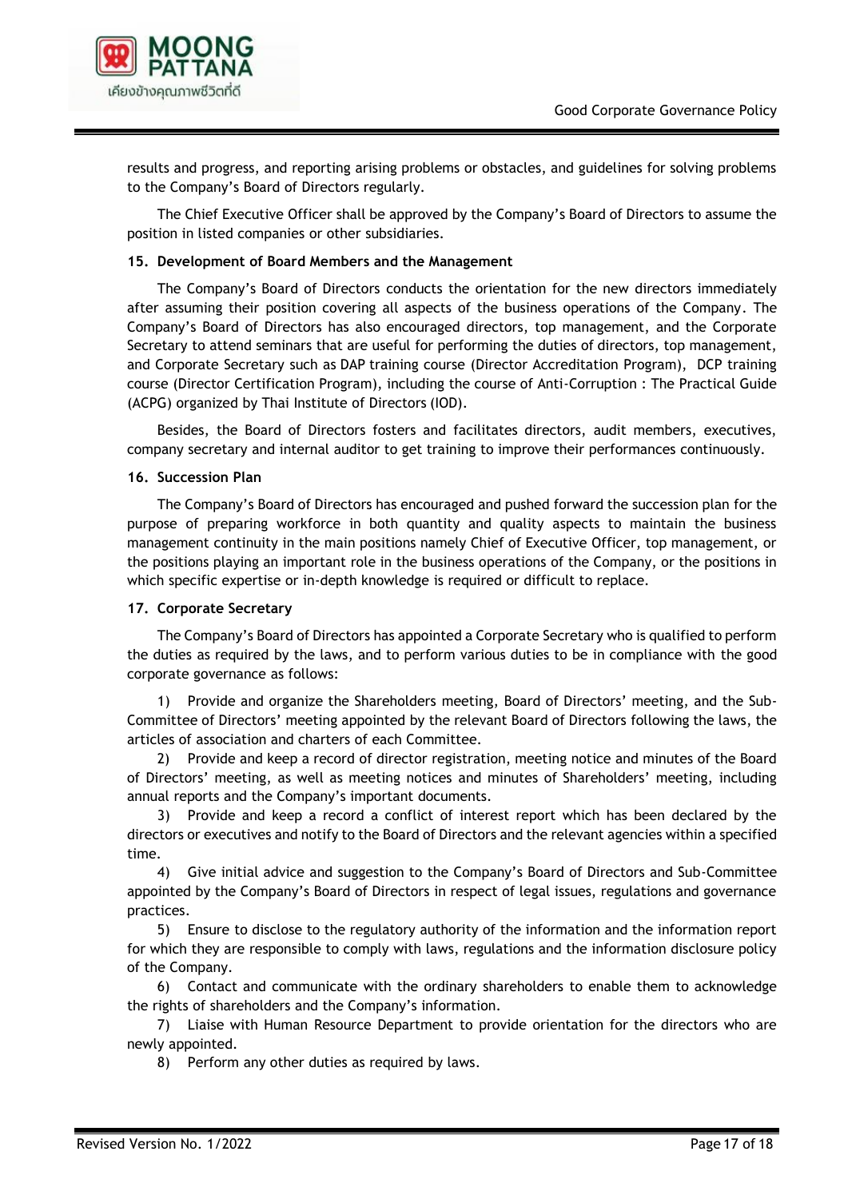results and progress, and reporting arising problems or obstacles, and guidelines for solving problems to the Company's Board of Directors regularly.

The Chief Executive Officer shall be approved by the Company's Board of Directors to assume the position in listed companies or other subsidiaries.

**15. Development of Board Members and the Management**

The Company's Board of Directors conducts the orientation for the new directors immediately after assuming their position covering all aspects of the business operations of the Company. The Company's Board of Directors has also encouraged directors, top management, and the Corporate Secretary to attend seminars that are useful for performing the duties of directors, top management, and Corporate Secretary such as DAP training course (Director Accreditation Program), DCP training course (Director Certification Program), including the course of Anti-Corruption : The Practical Guide (ACPG) organized by Thai Institute of Directors (IOD).

Besides, the Board of Directors fosters and facilitates directors, audit members, executives, company secretary and internal auditor to get training to improve their performances continuously.

**16. Succession Plan**

The Company's Board of Directors has encouraged and pushed forward the succession plan for the purpose of preparing workforce in both quantity and quality aspects to maintain the business management continuity in the main positions namely Chief of Executive Officer, top management, or the positions playing an important role in the business operations of the Company, or the positions in which specific expertise or in-depth knowledge is required or difficult to replace.

**17. Corporate Secretary**

The Company's Board of Directors has appointed a Corporate Secretary who is qualified to perform the duties as required by the laws, and to perform various duties to be in compliance with the good corporate governance as follows:

1) Provide and organize the Shareholders meeting, Board of Directors' meeting, and the Sub-Committee of Directors' meeting appointed by the relevant Board of Directors following the laws, the articles of association and charters of each Committee.

2) Provide and keep a record of director registration, meeting notice and minutes of the Board of Directors' meeting, as well as meeting notices and minutes of Shareholders' meeting, including annual reports and the Company's important documents.

3) Provide and keep a record a conflict of interest report which has been declared by the directors or executives and notify to the Board of Directors and the relevant agencies within a specified time.

4) Give initial advice and suggestion to the Company's Board of Directors and Sub-Committee appointed by the Company's Board of Directors in respect of legal issues, regulations and governance practices.

5) Ensure to disclose to the regulatory authority of the information and the information report for which they are responsible to comply with laws, regulations and the information disclosure policy of the Company.

6) Contact and communicate with the ordinary shareholders to enable them to acknowledge the rights of shareholders and the Company's information.

7) Liaise with Human Resource Department to provide orientation for the directors who are newly appointed.

8) Perform any other duties as required by laws.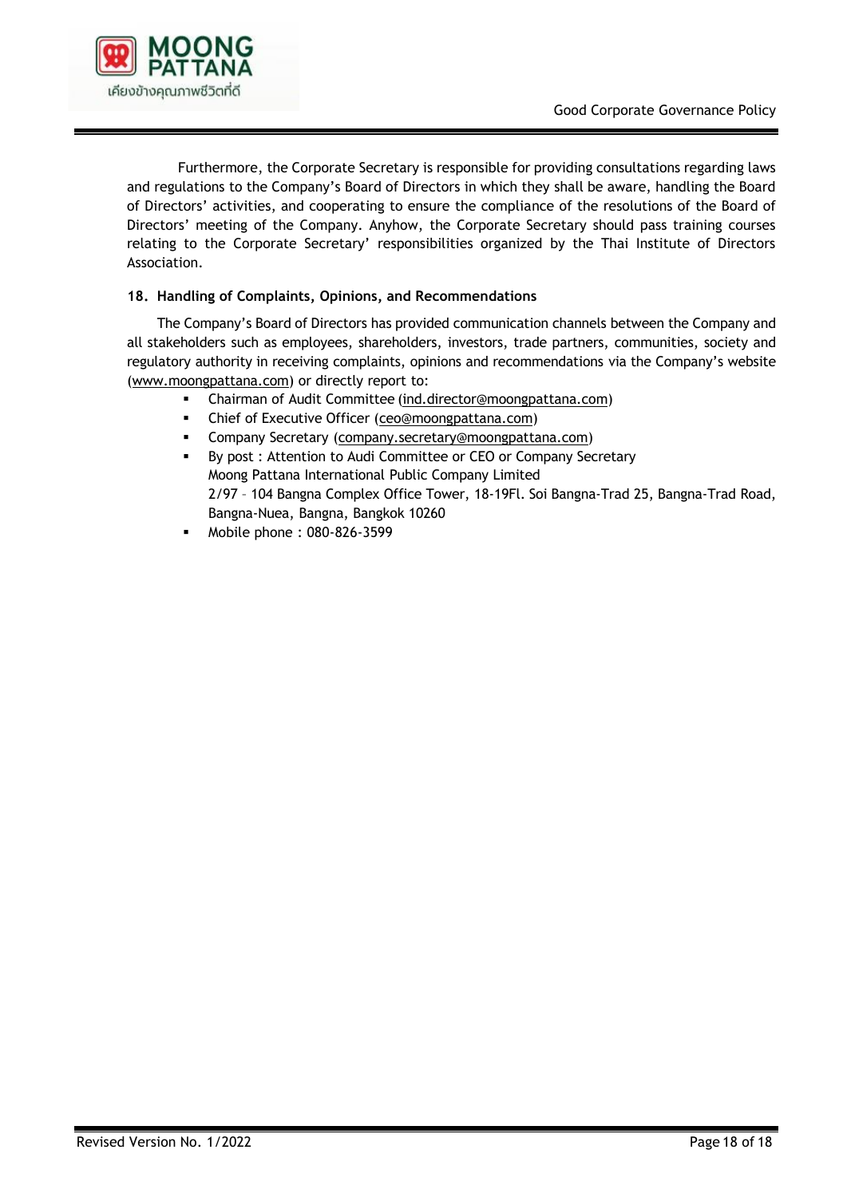Furthermore, the Corporate Secretary is responsible for providing consultations regarding laws and regulations to the Company's Board of Directors in which they shall be aware, handling the Board of Directors' activities, and cooperating to ensure the compliance of the resolutions of the Board of Directors' meeting of the Company. Anyhow, the Corporate Secretary should pass training courses relating to the Corporate Secretary' responsibilities organized by the Thai Institute of Directors Association.

**18. Handling of Complaints, Opinions, and Recommendations**

The Company's Board of Directors has provided communication channels between the Company and all stakeholders such as employees, shareholders, investors, trade partners, communities, society and regulatory authority in receiving complaints, opinions and recommendations via the Company's website (www.moongpattana.com) or directly report to:

- Chairman of Audit Committee (ind.director@moongpattana.com)
- Chief of Executive Officer (ceo@moongpattana.com)
- Company Secretary (company.secretary@moongpattana.com)
- By post : Attention to Audi Committee or CEO or Company Secretary
  Moong Pattana International Public Company Limited
  2/97 – 104 Bangna Complex Office Tower, 18-19Fl. Soi Bangna-Trad 25, Bangna-Trad Road, Bangna-Nuea, Bangna, Bangkok 10260
- Mobile phone : 080-826-3599